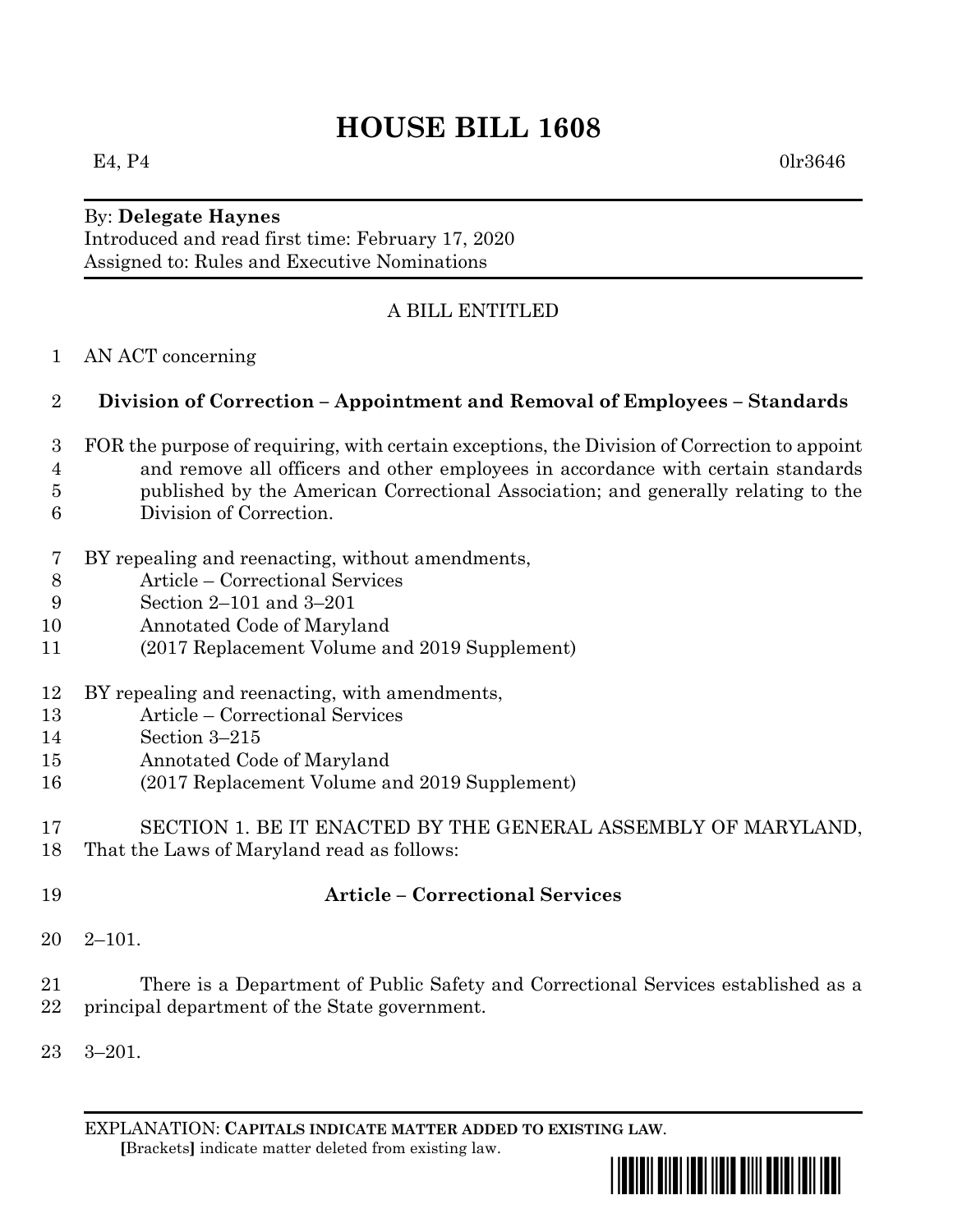# HOUSE BILL 1608

E4, P4 0lr3646

By: **Delegate Haynes**
Introduced and read first time: February 17, 2020
Assigned to: Rules and Executive Nominations

A BILL ENTITLED

1 AN ACT concerning

2 **Division of Correction – Appointment and Removal of Employees – Standards**

3 FOR the purpose of requiring, with certain exceptions, the Division of Correction to appoint
4 and remove all officers and other employees in accordance with certain standards
5 published by the American Correctional Association; and generally relating to the
6 Division of Correction.

7 BY repealing and reenacting, without amendments,
8 Article – Correctional Services
9 Section 2–101 and 3–201
10 Annotated Code of Maryland
11 (2017 Replacement Volume and 2019 Supplement)

12 BY repealing and reenacting, with amendments,
13 Article – Correctional Services
14 Section 3–215
15 Annotated Code of Maryland
16 (2017 Replacement Volume and 2019 Supplement)

17 SECTION 1. BE IT ENACTED BY THE GENERAL ASSEMBLY OF MARYLAND,
18 That the Laws of Maryland read as follows:

19 **Article – Correctional Services**

20 2–101.

21 There is a Department of Public Safety and Correctional Services established as a
22 principal department of the State government.

23 3–201.

EXPLANATION: **CAPITALS INDICATE MATTER ADDED TO EXISTING LAW**.
**[**Brackets**]** indicate matter deleted from existing law.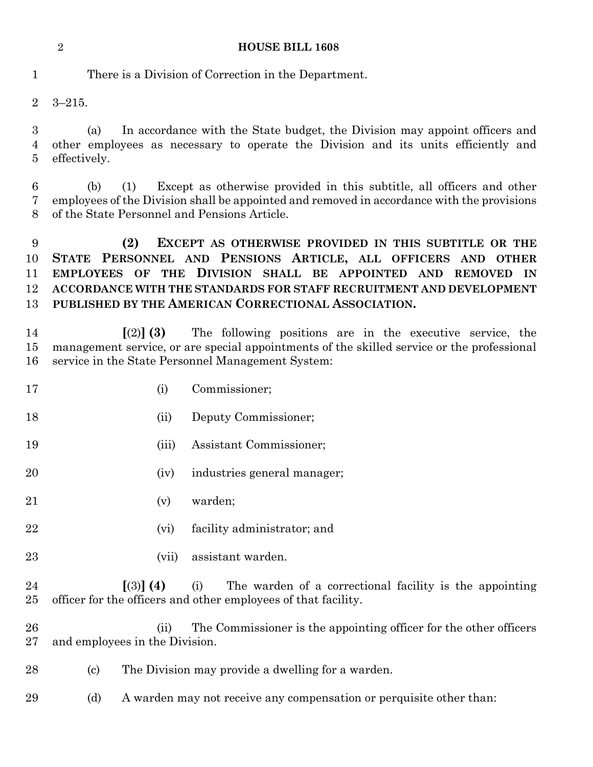There is a Division of Correction in the Department.

3–215.

(a) In accordance with the State budget, the Division may appoint officers and other employees as necessary to operate the Division and its units efficiently and effectively.

(b) (1) Except as otherwise provided in this subtitle, all officers and other employees of the Division shall be appointed and removed in accordance with the provisions of the State Personnel and Pensions Article.

**(2) EXCEPT AS OTHERWISE PROVIDED IN THIS SUBTITLE OR THE STATE PERSONNEL AND PENSIONS ARTICLE, ALL OFFICERS AND OTHER EMPLOYEES OF THE DIVISION SHALL BE APPOINTED AND REMOVED IN ACCORDANCE WITH THE STANDARDS FOR STAFF RECRUITMENT AND DEVELOPMENT PUBLISHED BY THE AMERICAN CORRECTIONAL ASSOCIATION.**

**[**(2)**] (3)** The following positions are in the executive service, the management service, or are special appointments of the skilled service or the professional service in the State Personnel Management System:

(i) Commissioner;

(ii) Deputy Commissioner;

(iii) Assistant Commissioner;

(iv) industries general manager;

(v) warden;

(vi) facility administrator; and

(vii) assistant warden.

**[**(3)**] (4)** (i) The warden of a correctional facility is the appointing officer for the officers and other employees of that facility.

(ii) The Commissioner is the appointing officer for the other officers and employees in the Division.

(c) The Division may provide a dwelling for a warden.

(d) A warden may not receive any compensation or perquisite other than: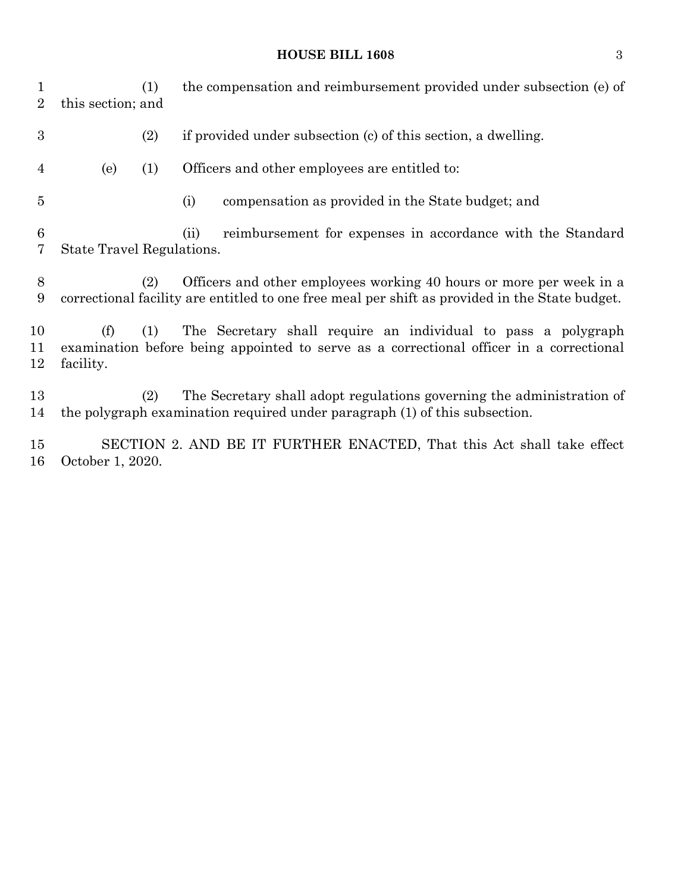(1) the compensation and reimbursement provided under subsection (e) of this section; and

(2) if provided under subsection (c) of this section, a dwelling.

(e) (1) Officers and other employees are entitled to:

(i) compensation as provided in the State budget; and

(ii) reimbursement for expenses in accordance with the Standard State Travel Regulations.

(2) Officers and other employees working 40 hours or more per week in a correctional facility are entitled to one free meal per shift as provided in the State budget.

(f) (1) The Secretary shall require an individual to pass a polygraph examination before being appointed to serve as a correctional officer in a correctional facility.

(2) The Secretary shall adopt regulations governing the administration of the polygraph examination required under paragraph (1) of this subsection.

SECTION 2. AND BE IT FURTHER ENACTED, That this Act shall take effect October 1, 2020.